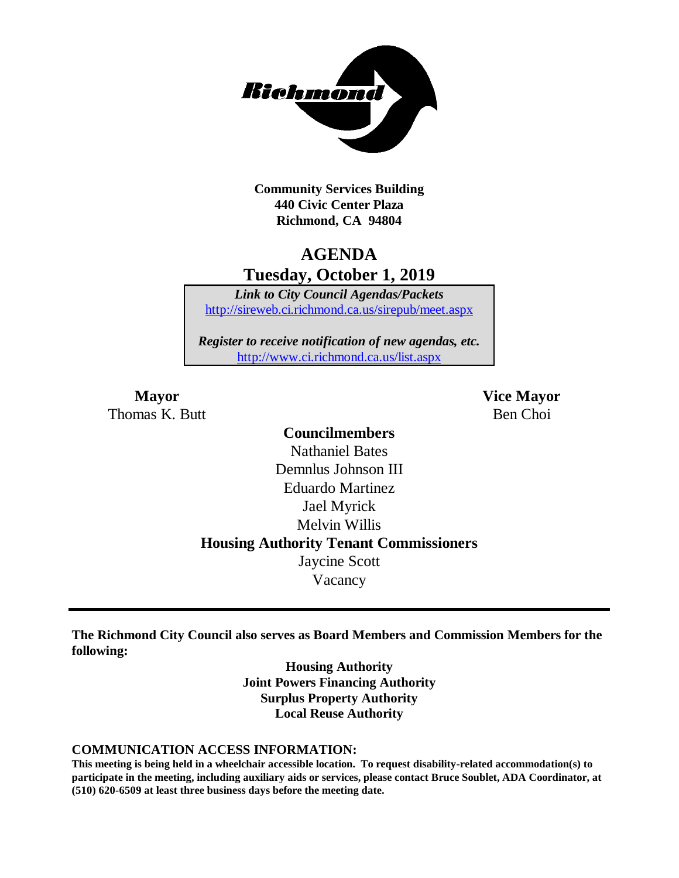**Community Services Building**
**440 Civic Center Plaza**
**Richmond, CA 94804**

# AGENDA
## Tuesday, October 1, 2019

*Link to City Council Agendas/Packets*
http://sireweb.ci.richmond.ca.us/sirepub/meet.aspx

*Register to receive notification of new agendas, etc.*
http://www.ci.richmond.ca.us/list.aspx

**Mayor**
Thomas K. Butt

**Vice Mayor**
Ben Choi

**Councilmembers**
Nathaniel Bates
Demnlus Johnson III
Eduardo Martinez
Jael Myrick
Melvin Willis

**Housing Authority Tenant Commissioners**
Jaycine Scott
Vacancy

---

**The Richmond City Council also serves as Board Members and Commission Members for the following:**

**Housing Authority**
**Joint Powers Financing Authority**
**Surplus Property Authority**
**Local Reuse Authority**

**COMMUNICATION ACCESS INFORMATION:**

**This meeting is being held in a wheelchair accessible location. To request disability-related accommodation(s) to participate in the meeting, including auxiliary aids or services, please contact Bruce Soublet, ADA Coordinator, at (510) 620-6509 at least three business days before the meeting date.**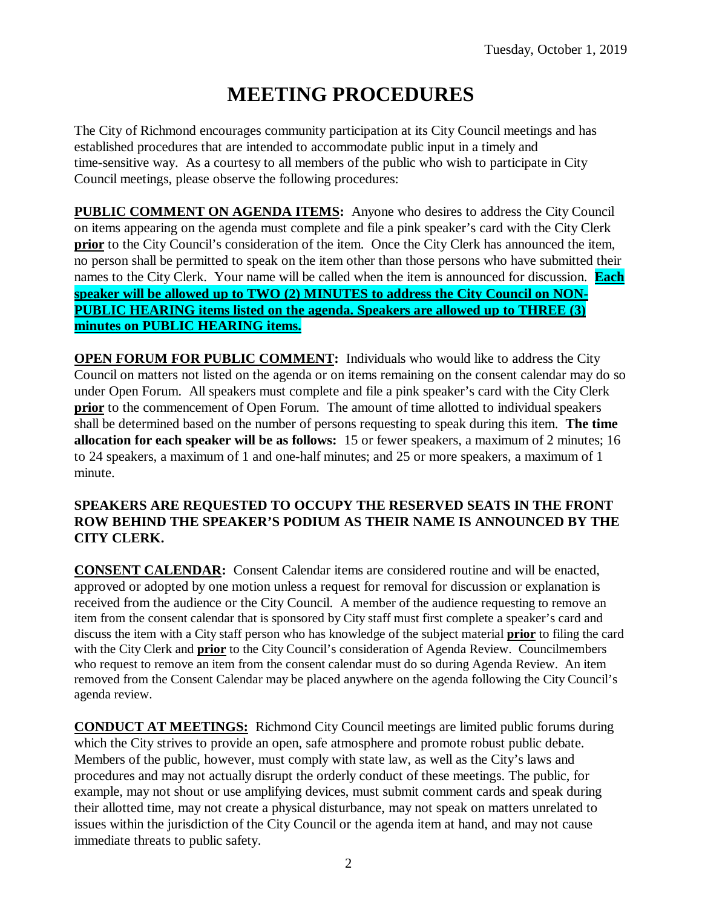Tuesday, October 1, 2019

# MEETING PROCEDURES

The City of Richmond encourages community participation at its City Council meetings and has established procedures that are intended to accommodate public input in a timely and time-sensitive way. As a courtesy to all members of the public who wish to participate in City Council meetings, please observe the following procedures:

**PUBLIC COMMENT ON AGENDA ITEMS:** Anyone who desires to address the City Council on items appearing on the agenda must complete and file a pink speaker's card with the City Clerk **prior** to the City Council's consideration of the item. Once the City Clerk has announced the item, no person shall be permitted to speak on the item other than those persons who have submitted their names to the City Clerk. Your name will be called when the item is announced for discussion. **Each speaker will be allowed up to TWO (2) MINUTES to address the City Council on NON-PUBLIC HEARING items listed on the agenda. Speakers are allowed up to THREE (3) minutes on PUBLIC HEARING items.**

**OPEN FORUM FOR PUBLIC COMMENT:** Individuals who would like to address the City Council on matters not listed on the agenda or on items remaining on the consent calendar may do so under Open Forum. All speakers must complete and file a pink speaker's card with the City Clerk **prior** to the commencement of Open Forum. The amount of time allotted to individual speakers shall be determined based on the number of persons requesting to speak during this item. **The time allocation for each speaker will be as follows:** 15 or fewer speakers, a maximum of 2 minutes; 16 to 24 speakers, a maximum of 1 and one-half minutes; and 25 or more speakers, a maximum of 1 minute.

**SPEAKERS ARE REQUESTED TO OCCUPY THE RESERVED SEATS IN THE FRONT ROW BEHIND THE SPEAKER'S PODIUM AS THEIR NAME IS ANNOUNCED BY THE CITY CLERK.**

**CONSENT CALENDAR:** Consent Calendar items are considered routine and will be enacted, approved or adopted by one motion unless a request for removal for discussion or explanation is received from the audience or the City Council. A member of the audience requesting to remove an item from the consent calendar that is sponsored by City staff must first complete a speaker's card and discuss the item with a City staff person who has knowledge of the subject material **prior** to filing the card with the City Clerk and **prior** to the City Council's consideration of Agenda Review. Councilmembers who request to remove an item from the consent calendar must do so during Agenda Review. An item removed from the Consent Calendar may be placed anywhere on the agenda following the City Council's agenda review.

**CONDUCT AT MEETINGS:** Richmond City Council meetings are limited public forums during which the City strives to provide an open, safe atmosphere and promote robust public debate. Members of the public, however, must comply with state law, as well as the City's laws and procedures and may not actually disrupt the orderly conduct of these meetings. The public, for example, may not shout or use amplifying devices, must submit comment cards and speak during their allotted time, may not create a physical disturbance, may not speak on matters unrelated to issues within the jurisdiction of the City Council or the agenda item at hand, and may not cause immediate threats to public safety.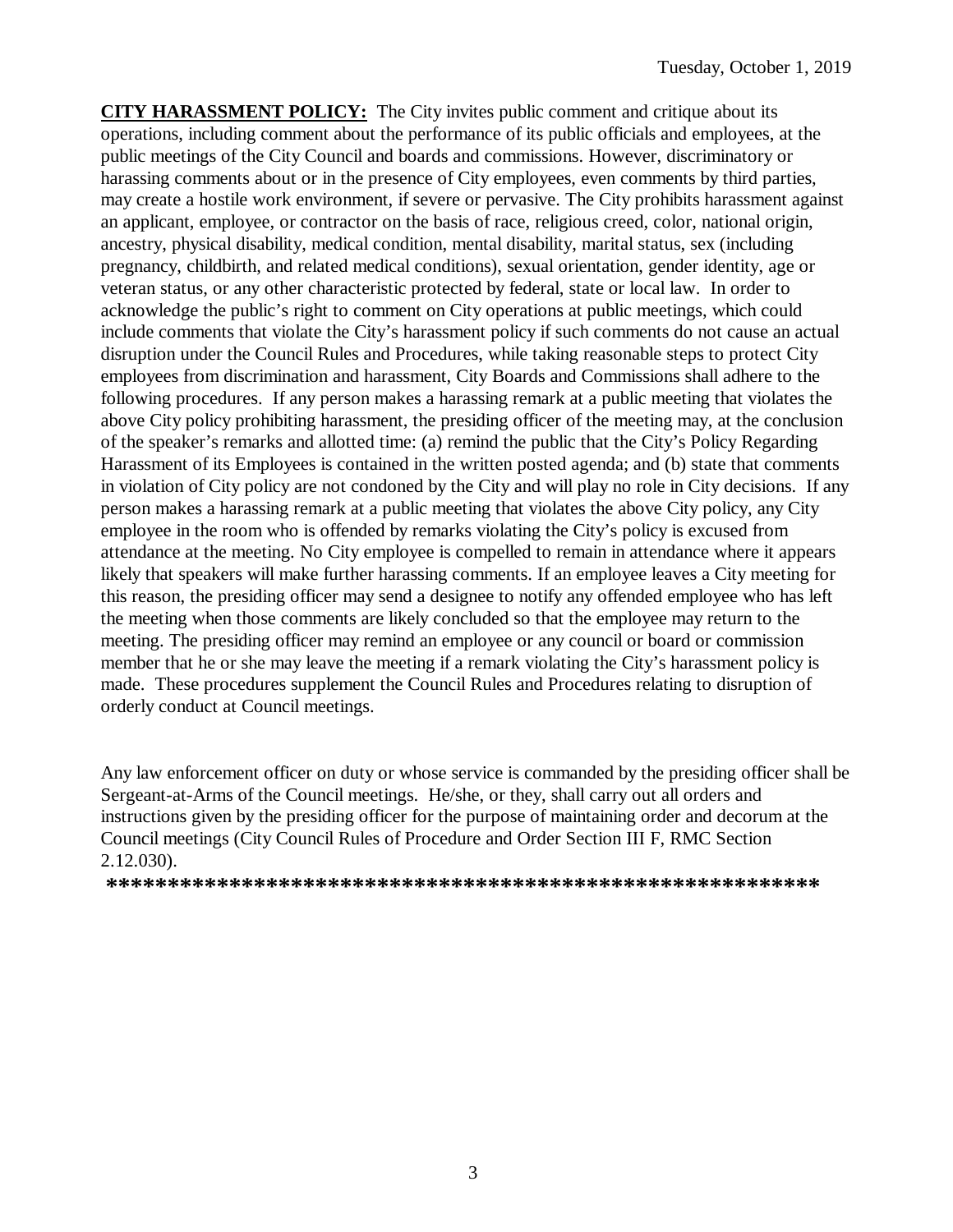**CITY HARASSMENT POLICY:** The City invites public comment and critique about its operations, including comment about the performance of its public officials and employees, at the public meetings of the City Council and boards and commissions. However, discriminatory or harassing comments about or in the presence of City employees, even comments by third parties, may create a hostile work environment, if severe or pervasive. The City prohibits harassment against an applicant, employee, or contractor on the basis of race, religious creed, color, national origin, ancestry, physical disability, medical condition, mental disability, marital status, sex (including pregnancy, childbirth, and related medical conditions), sexual orientation, gender identity, age or veteran status, or any other characteristic protected by federal, state or local law. In order to acknowledge the public's right to comment on City operations at public meetings, which could include comments that violate the City's harassment policy if such comments do not cause an actual disruption under the Council Rules and Procedures, while taking reasonable steps to protect City employees from discrimination and harassment, City Boards and Commissions shall adhere to the following procedures. If any person makes a harassing remark at a public meeting that violates the above City policy prohibiting harassment, the presiding officer of the meeting may, at the conclusion of the speaker's remarks and allotted time: (a) remind the public that the City's Policy Regarding Harassment of its Employees is contained in the written posted agenda; and (b) state that comments in violation of City policy are not condoned by the City and will play no role in City decisions. If any person makes a harassing remark at a public meeting that violates the above City policy, any City employee in the room who is offended by remarks violating the City's policy is excused from attendance at the meeting. No City employee is compelled to remain in attendance where it appears likely that speakers will make further harassing comments. If an employee leaves a City meeting for this reason, the presiding officer may send a designee to notify any offended employee who has left the meeting when those comments are likely concluded so that the employee may return to the meeting. The presiding officer may remind an employee or any council or board or commission member that he or she may leave the meeting if a remark violating the City's harassment policy is made. These procedures supplement the Council Rules and Procedures relating to disruption of orderly conduct at Council meetings.

Any law enforcement officer on duty or whose service is commanded by the presiding officer shall be Sergeant-at-Arms of the Council meetings. He/she, or they, shall carry out all orders and instructions given by the presiding officer for the purpose of maintaining order and decorum at the Council meetings (City Council Rules of Procedure and Order Section III F, RMC Section 2.12.030).

**********************************************************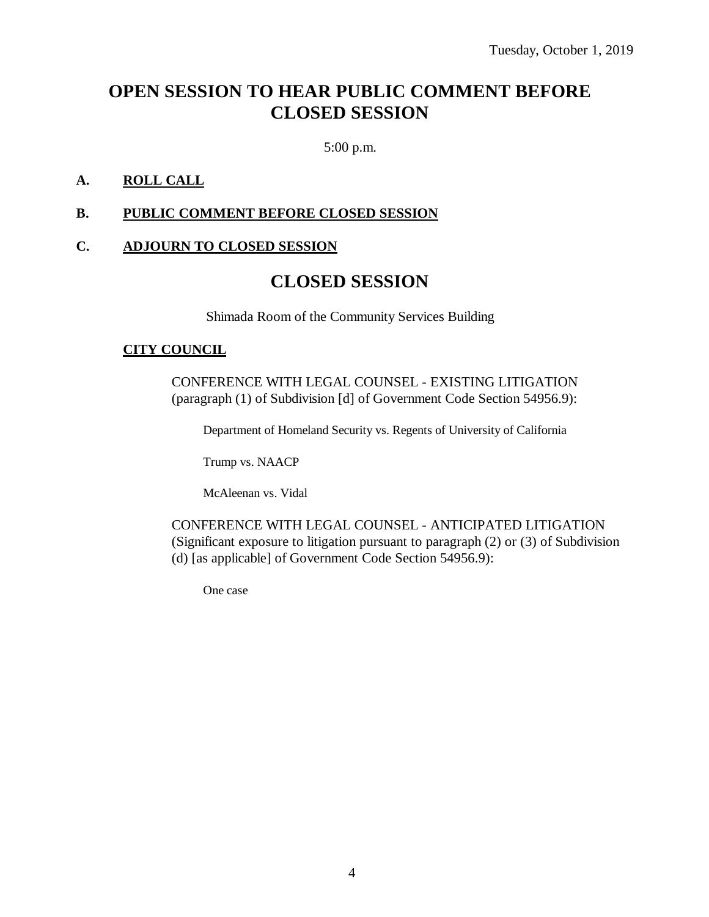Tuesday, October 1, 2019

# OPEN SESSION TO HEAR PUBLIC COMMENT BEFORE CLOSED SESSION

5:00 p.m.

**A. ROLL CALL**

**B. PUBLIC COMMENT BEFORE CLOSED SESSION**

**C. ADJOURN TO CLOSED SESSION**

# CLOSED SESSION

Shimada Room of the Community Services Building

**CITY COUNCIL**

CONFERENCE WITH LEGAL COUNSEL - EXISTING LITIGATION (paragraph (1) of Subdivision [d] of Government Code Section 54956.9):

Department of Homeland Security vs. Regents of University of California

Trump vs. NAACP

McAleenan vs. Vidal

CONFERENCE WITH LEGAL COUNSEL - ANTICIPATED LITIGATION (Significant exposure to litigation pursuant to paragraph (2) or (3) of Subdivision (d) [as applicable] of Government Code Section 54956.9):

One case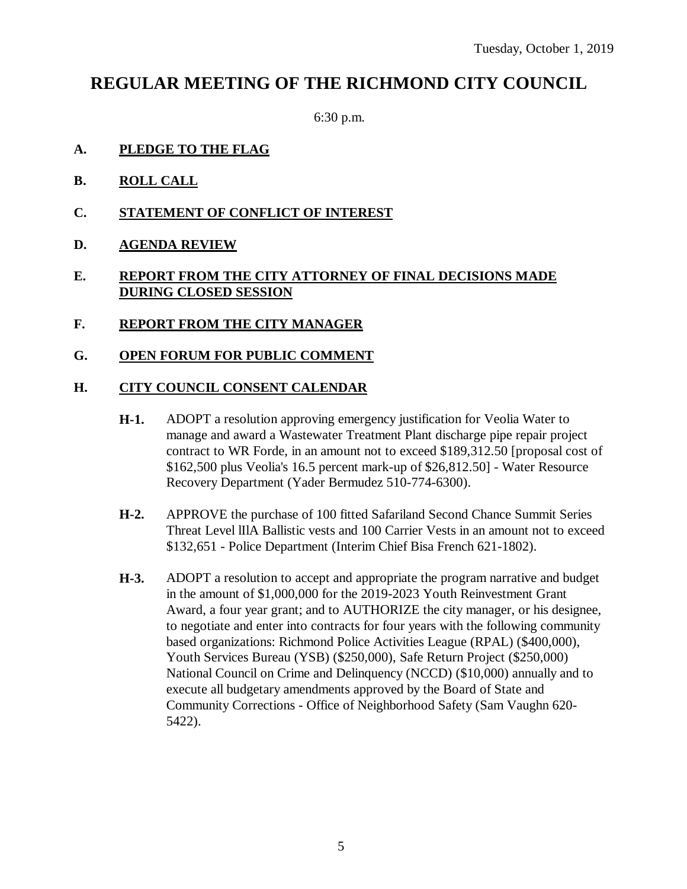Tuesday, October 1, 2019

# REGULAR MEETING OF THE RICHMOND CITY COUNCIL

6:30 p.m.

**A. PLEDGE TO THE FLAG**

**B. ROLL CALL**

**C. STATEMENT OF CONFLICT OF INTEREST**

**D. AGENDA REVIEW**

**E. REPORT FROM THE CITY ATTORNEY OF FINAL DECISIONS MADE DURING CLOSED SESSION**

**F. REPORT FROM THE CITY MANAGER**

**G. OPEN FORUM FOR PUBLIC COMMENT**

**H. CITY COUNCIL CONSENT CALENDAR**

**H-1.** ADOPT a resolution approving emergency justification for Veolia Water to manage and award a Wastewater Treatment Plant discharge pipe repair project contract to WR Forde, in an amount not to exceed $189,312.50 [proposal cost of $162,500 plus Veolia's 16.5 percent mark-up of $26,812.50] - Water Resource Recovery Department (Yader Bermudez 510-774-6300).

**H-2.** APPROVE the purchase of 100 fitted Safariland Second Chance Summit Series Threat Level IIIA Ballistic vests and 100 Carrier Vests in an amount not to exceed $132,651 - Police Department (Interim Chief Bisa French 621-1802).

**H-3.** ADOPT a resolution to accept and appropriate the program narrative and budget in the amount of $1,000,000 for the 2019-2023 Youth Reinvestment Grant Award, a four year grant; and to AUTHORIZE the city manager, or his designee, to negotiate and enter into contracts for four years with the following community based organizations: Richmond Police Activities League (RPAL) ($400,000), Youth Services Bureau (YSB) ($250,000), Safe Return Project ($250,000) National Council on Crime and Delinquency (NCCD) ($10,000) annually and to execute all budgetary amendments approved by the Board of State and Community Corrections - Office of Neighborhood Safety (Sam Vaughn 620-5422).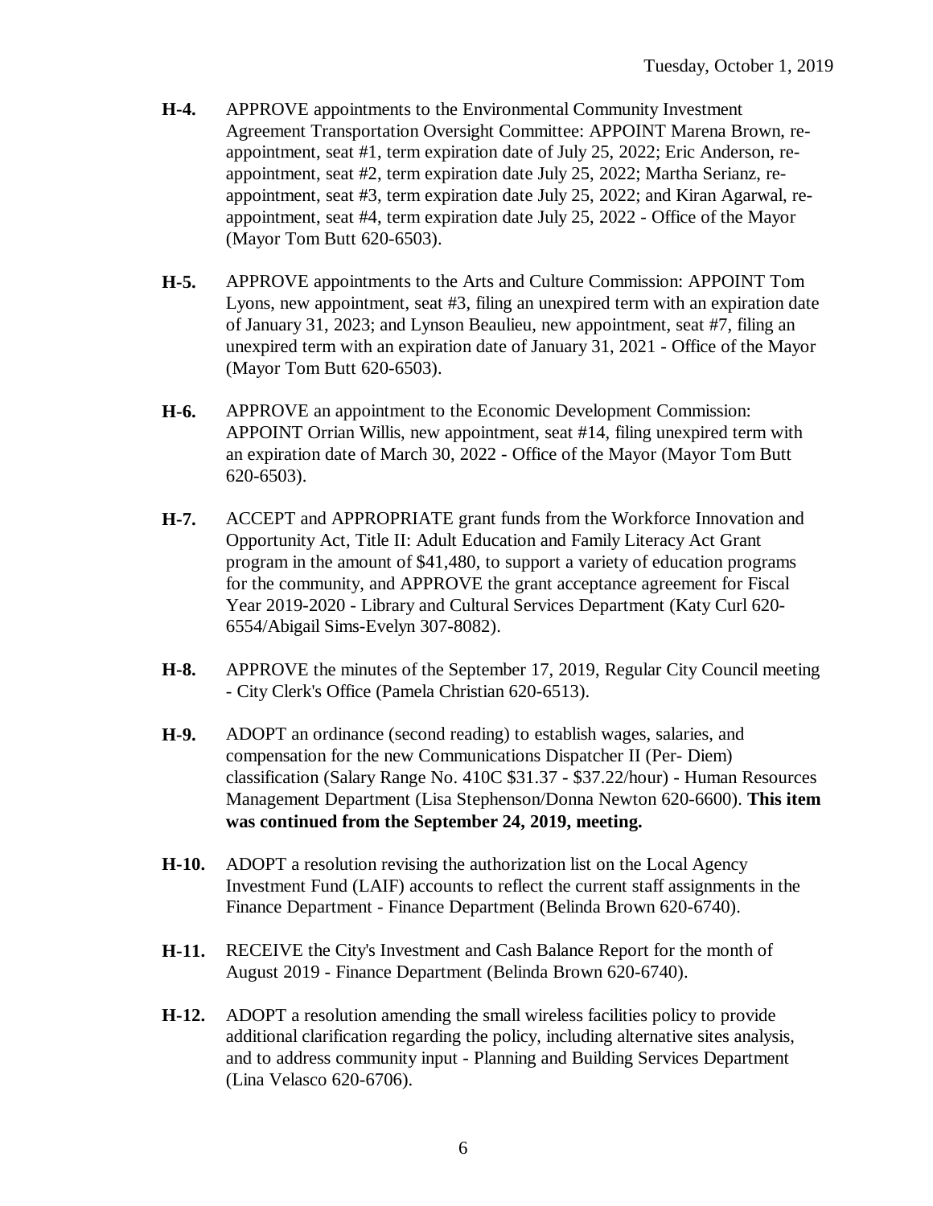**H-4.** APPROVE appointments to the Environmental Community Investment Agreement Transportation Oversight Committee: APPOINT Marena Brown, re-appointment, seat #1, term expiration date of July 25, 2022; Eric Anderson, re-appointment, seat #2, term expiration date July 25, 2022; Martha Serianz, re-appointment, seat #3, term expiration date July 25, 2022; and Kiran Agarwal, re-appointment, seat #4, term expiration date July 25, 2022 - Office of the Mayor (Mayor Tom Butt 620-6503).

**H-5.** APPROVE appointments to the Arts and Culture Commission: APPOINT Tom Lyons, new appointment, seat #3, filing an unexpired term with an expiration date of January 31, 2023; and Lynson Beaulieu, new appointment, seat #7, filing an unexpired term with an expiration date of January 31, 2021 - Office of the Mayor (Mayor Tom Butt 620-6503).

**H-6.** APPROVE an appointment to the Economic Development Commission: APPOINT Orrian Willis, new appointment, seat #14, filing unexpired term with an expiration date of March 30, 2022 - Office of the Mayor (Mayor Tom Butt 620-6503).

**H-7.** ACCEPT and APPROPRIATE grant funds from the Workforce Innovation and Opportunity Act, Title II: Adult Education and Family Literacy Act Grant program in the amount of $41,480, to support a variety of education programs for the community, and APPROVE the grant acceptance agreement for Fiscal Year 2019-2020 - Library and Cultural Services Department (Katy Curl 620-6554/Abigail Sims-Evelyn 307-8082).

**H-8.** APPROVE the minutes of the September 17, 2019, Regular City Council meeting - City Clerk's Office (Pamela Christian 620-6513).

**H-9.** ADOPT an ordinance (second reading) to establish wages, salaries, and compensation for the new Communications Dispatcher II (Per- Diem) classification (Salary Range No. 410C $31.37 - $37.22/hour) - Human Resources Management Department (Lisa Stephenson/Donna Newton 620-6600). **This item was continued from the September 24, 2019, meeting.**

**H-10.** ADOPT a resolution revising the authorization list on the Local Agency Investment Fund (LAIF) accounts to reflect the current staff assignments in the Finance Department - Finance Department (Belinda Brown 620-6740).

**H-11.** RECEIVE the City's Investment and Cash Balance Report for the month of August 2019 - Finance Department (Belinda Brown 620-6740).

**H-12.** ADOPT a resolution amending the small wireless facilities policy to provide additional clarification regarding the policy, including alternative sites analysis, and to address community input - Planning and Building Services Department (Lina Velasco 620-6706).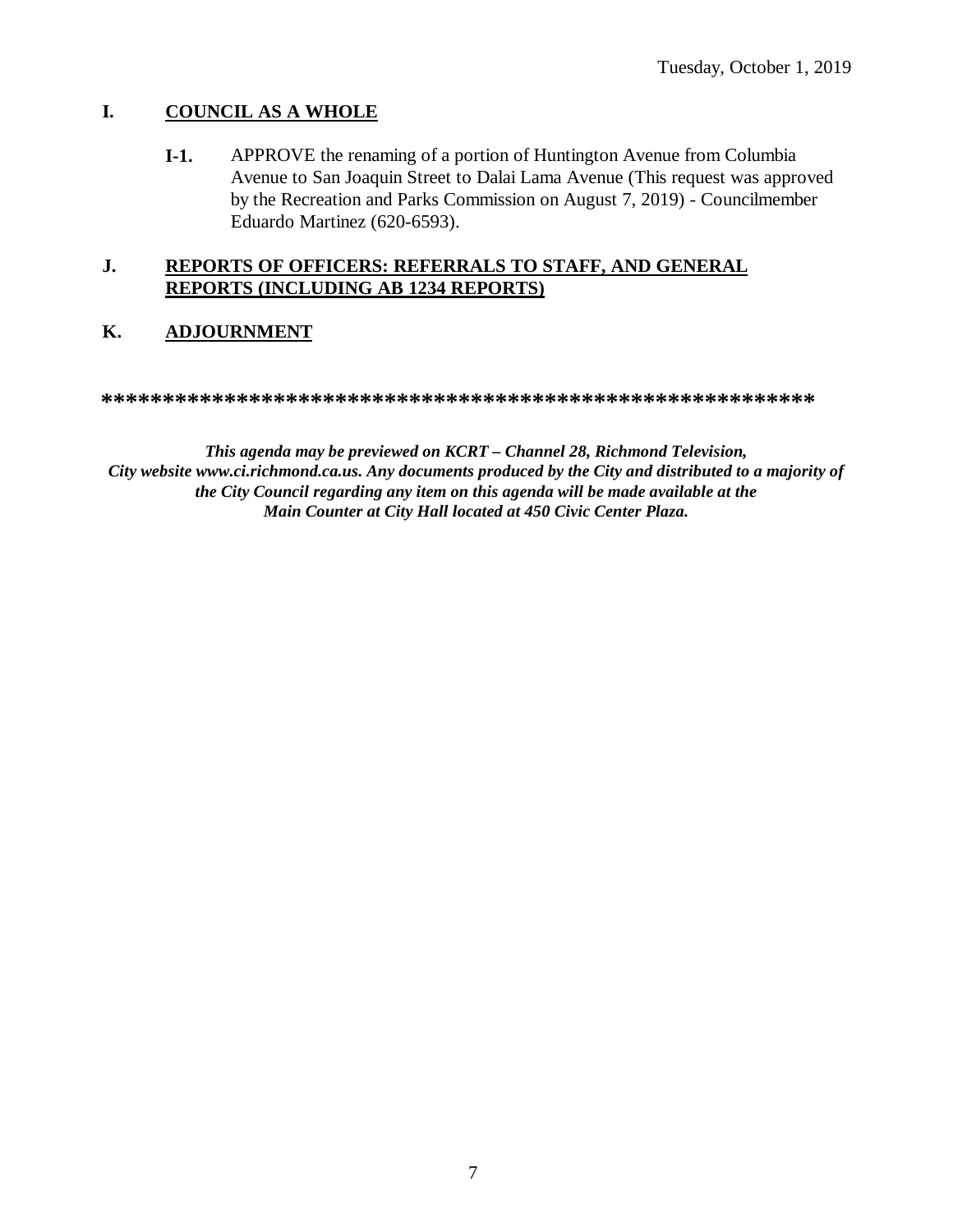## I. COUNCIL AS A WHOLE

**I-1.** APPROVE the renaming of a portion of Huntington Avenue from Columbia Avenue to San Joaquin Street to Dalai Lama Avenue (This request was approved by the Recreation and Parks Commission on August 7, 2019) - Councilmember Eduardo Martinez (620-6593).

## J. REPORTS OF OFFICERS: REFERRALS TO STAFF, AND GENERAL REPORTS (INCLUDING AB 1234 REPORTS)

## K. ADJOURNMENT

**\*\*\*\*\*\*\*\*\*\*\*\*\*\*\*\*\*\*\*\*\*\*\*\*\*\*\*\*\*\*\*\*\*\*\*\*\*\*\*\*\*\*\*\*\*\*\*\*\*\*\*\*\*\*\*\*\*\*\*\*\*\*\*\*\*\*\***

***This agenda may be previewed on KCRT – Channel 28, Richmond Television, City website www.ci.richmond.ca.us. Any documents produced by the City and distributed to a majority of the City Council regarding any item on this agenda will be made available at the Main Counter at City Hall located at 450 Civic Center Plaza.***